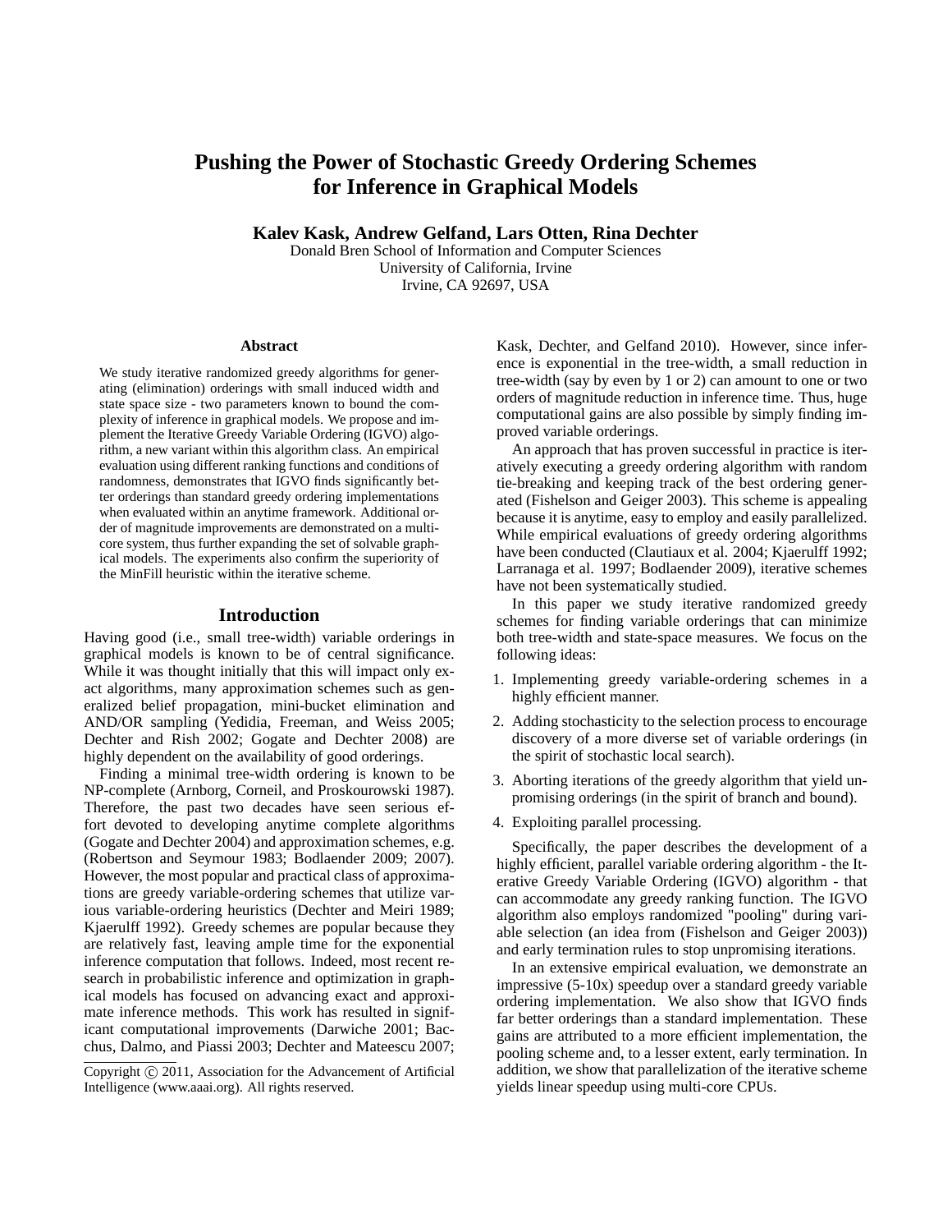# Pushing the Power of Stochastic Greedy Ordering Schemes for Inference in Graphical Models

**Kalev Kask, Andrew Gelfand, Lars Otten, Rina Dechter**

Donald Bren School of Information and Computer Sciences
University of California, Irvine
Irvine, CA 92697, USA

## Abstract

We study iterative randomized greedy algorithms for generating (elimination) orderings with small induced width and state space size - two parameters known to bound the complexity of inference in graphical models. We propose and implement the Iterative Greedy Variable Ordering (IGVO) algorithm, a new variant within this algorithm class. An empirical evaluation using different ranking functions and conditions of randomness, demonstrates that IGVO finds significantly better orderings than standard greedy ordering implementations when evaluated within an anytime framework. Additional order of magnitude improvements are demonstrated on a multi-core system, thus further expanding the set of solvable graphical models. The experiments also confirm the superiority of the MinFill heuristic within the iterative scheme.

## Introduction

Having good (i.e., small tree-width) variable orderings in graphical models is known to be of central significance. While it was thought initially that this will impact only exact algorithms, many approximation schemes such as generalized belief propagation, mini-bucket elimination and AND/OR sampling (Yedidia, Freeman, and Weiss 2005; Dechter and Rish 2002; Gogate and Dechter 2008) are highly dependent on the availability of good orderings.

Finding a minimal tree-width ordering is known to be NP-complete (Arnborg, Corneil, and Proskourowski 1987). Therefore, the past two decades have seen serious effort devoted to developing anytime complete algorithms (Gogate and Dechter 2004) and approximation schemes, e.g. (Robertson and Seymour 1983; Bodlaender 2009; 2007). However, the most popular and practical class of approximations are greedy variable-ordering schemes that utilize various variable-ordering heuristics (Dechter and Meiri 1989; Kjaerulff 1992). Greedy schemes are popular because they are relatively fast, leaving ample time for the exponential inference computation that follows. Indeed, most recent research in probabilistic inference and optimization in graphical models has focused on advancing exact and approximate inference methods. This work has resulted in significant computational improvements (Darwiche 2001; Bacchus, Dalmo, and Piassi 2003; Dechter and Mateescu 2007; Kask, Dechter, and Gelfand 2010). However, since inference is exponential in the tree-width, a small reduction in tree-width (say by even by 1 or 2) can amount to one or two orders of magnitude reduction in inference time. Thus, huge computational gains are also possible by simply finding improved variable orderings.

An approach that has proven successful in practice is iteratively executing a greedy ordering algorithm with random tie-breaking and keeping track of the best ordering generated (Fishelson and Geiger 2003). This scheme is appealing because it is anytime, easy to employ and easily parallelized. While empirical evaluations of greedy ordering algorithms have been conducted (Clautiaux et al. 2004; Kjaerulff 1992; Larranaga et al. 1997; Bodlaender 2009), iterative schemes have not been systematically studied.

In this paper we study iterative randomized greedy schemes for finding variable orderings that can minimize both tree-width and state-space measures. We focus on the following ideas:

1. Implementing greedy variable-ordering schemes in a highly efficient manner.
2. Adding stochasticity to the selection process to encourage discovery of a more diverse set of variable orderings (in the spirit of stochastic local search).
3. Aborting iterations of the greedy algorithm that yield unpromising orderings (in the spirit of branch and bound).
4. Exploiting parallel processing.

Specifically, the paper describes the development of a highly efficient, parallel variable ordering algorithm - the Iterative Greedy Variable Ordering (IGVO) algorithm - that can accommodate any greedy ranking function. The IGVO algorithm also employs randomized "pooling" during variable selection (an idea from (Fishelson and Geiger 2003)) and early termination rules to stop unpromising iterations.

In an extensive empirical evaluation, we demonstrate an impressive (5-10x) speedup over a standard greedy variable ordering implementation. We also show that IGVO finds far better orderings than a standard implementation. These gains are attributed to a more efficient implementation, the pooling scheme and, to a lesser extent, early termination. In addition, we show that parallelization of the iterative scheme yields linear speedup using multi-core CPUs.

Copyright © 2011, Association for the Advancement of Artificial Intelligence (www.aaai.org). All rights reserved.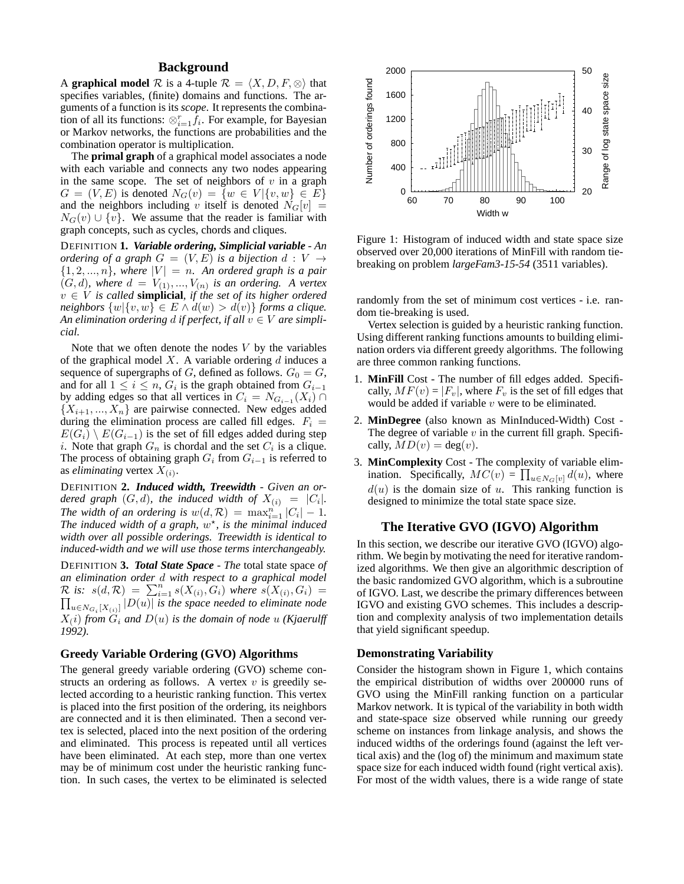## Background

A **graphical model** $\mathcal{R}$ is a 4-tuple $\mathcal{R} = \langle X, D, F, \otimes \rangle$ that specifies variables, (finite) domains and functions. The arguments of a function is its *scope*. It represents the combination of all its functions: $\otimes_{i=1}^{r} f_i$. For example, for Bayesian or Markov networks, the functions are probabilities and the combination operator is multiplication.

The **primal graph** of a graphical model associates a node with each variable and connects any two nodes appearing in the same scope. The set of neighbors of $v$ in a graph $G = (V, E)$ is denoted $N_G(v) = \{w \in V | \{v, w\} \in E\}$ and the neighbors including $v$ itself is denoted $N_G[v] = N_G(v) \cup \{v\}$. We assume that the reader is familiar with graph concepts, such as cycles, chords and cliques.

DEFINITION **1.** ***Variable ordering, Simplicial variable*** *- An ordering of a graph $G = (V, E)$ is a bijection $d : V \rightarrow \{1, 2, ..., n\}$, where $|V| = n$. An ordered graph is a pair $(G, d)$, where $d = V_{(1)}, ..., V_{(n)}$ is an ordering. A vertex $v \in V$ is called* **simplicial**, *if the set of its higher ordered neighbors $\{w | \{v, w\} \in E \wedge d(w) > d(v)\}$ forms a clique. An elimination ordering $d$ if perfect, if all $v \in V$ are simplicial.*

Note that we often denote the nodes $V$ by the variables of the graphical model $X$. A variable ordering $d$ induces a sequence of supergraphs of $G$, defined as follows. $G_0 = G$, and for all $1 \leq i \leq n$, $G_i$ is the graph obtained from $G_{i-1}$ by adding edges so that all vertices in $C_i = N_{G_{i-1}}(X_i) \cap \{X_{i+1}, ..., X_n\}$ are pairwise connected. New edges added during the elimination process are called fill edges. $F_i = E(G_i) \setminus E(G_{i-1})$ is the set of fill edges added during step $i$. Note that graph $G_n$ is chordal and the set $C_i$ is a clique. The process of obtaining graph $G_i$ from $G_{i-1}$ is referred to as *eliminating* vertex $X_{(i)}$.

DEFINITION **2.** ***Induced width, Treewidth*** *- Given an ordered graph $(G, d)$, the induced width of $X_{(i)} = |C_i|$. The width of an ordering is $w(d, \mathcal{R}) = \max_{i=1}^{n} |C_i| - 1$. The induced width of a graph, $w^\star$, is the minimal induced width over all possible orderings. Treewidth is identical to induced-width and we will use those terms interchangeably.*

DEFINITION **3.** ***Total State Space*** *- The* total state space *of an elimination order $d$ with respect to a graphical model $\mathcal{R}$ is: $s(d, \mathcal{R}) = \sum_{i=1}^{n} s(X_{(i)}, G_i)$ where $s(X_{(i)}, G_i) = \prod_{u \in N_{G_i}[X_{(i)}]} |D(u)|$ is the space needed to eliminate node $X_(i)$ from $G_i$ and $D(u)$ is the domain of node $u$ (Kjaerulff 1992).*

### Greedy Variable Ordering (GVO) Algorithms

The general greedy variable ordering (GVO) scheme constructs an ordering as follows. A vertex $v$ is greedily selected according to a heuristic ranking function. This vertex is placed into the first position of the ordering, its neighbors are connected and it is then eliminated. Then a second vertex is selected, placed into the next position of the ordering and eliminated. This process is repeated until all vertices have been eliminated. At each step, more than one vertex may be of minimum cost under the heuristic ranking function. In such cases, the vertex to be eliminated is selected randomly from the set of minimum cost vertices - i.e. random tie-breaking is used.

Figure 1: Histogram of induced width and state space size observed over 20,000 iterations of MinFill with random tie-breaking on problem *largeFam3-15-54* (3511 variables).

Vertex selection is guided by a heuristic ranking function. Using different ranking functions amounts to building elimination orders via different greedy algorithms. The following are three common ranking functions.

1. **MinFill** Cost - The number of fill edges added. Specifically, $MF(v) = |F_v|$, where $F_v$ is the set of fill edges that would be added if variable $v$ were to be eliminated.
2. **MinDegree** (also known as MinInduced-Width) Cost - The degree of variable $v$ in the current fill graph. Specifically, $MD(v) = \deg(v)$.
3. **MinComplexity** Cost - The complexity of variable elimination. Specifically, $MC(v) = \prod_{u \in N_G[v]} d(u)$, where $d(u)$ is the domain size of $u$. This ranking function is designed to minimize the total state space size.

## The Iterative GVO (IGVO) Algorithm

In this section, we describe our iterative GVO (IGVO) algorithm. We begin by motivating the need for iterative randomized algorithms. We then give an algorithmic description of the basic randomized GVO algorithm, which is a subroutine of IGVO. Last, we describe the primary differences between IGVO and existing GVO schemes. This includes a description and complexity analysis of two implementation details that yield significant speedup.

### Demonstrating Variability

Consider the histogram shown in Figure 1, which contains the empirical distribution of widths over 200000 runs of GVO using the MinFill ranking function on a particular Markov network. It is typical of the variability in both width and state-space size observed while running our greedy scheme on instances from linkage analysis, and shows the induced widths of the orderings found (against the left vertical axis) and the (log of) the minimum and maximum state space size for each induced width found (right vertical axis). For most of the width values, there is a wide range of state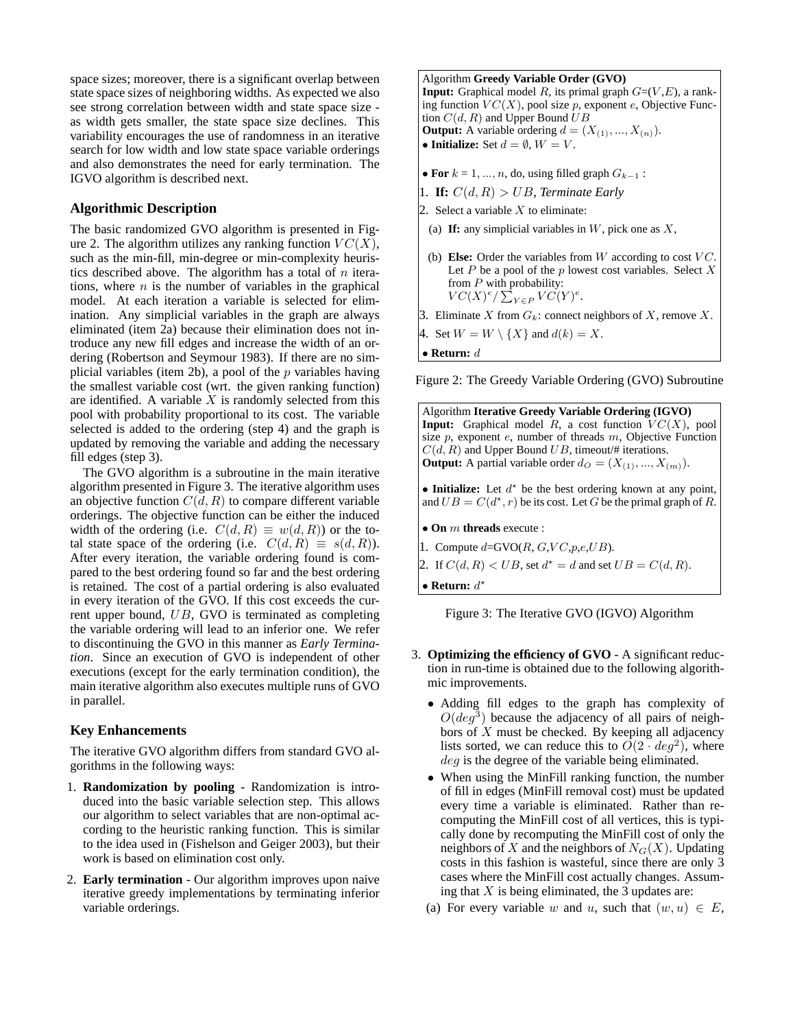space sizes; moreover, there is a significant overlap between state space sizes of neighboring widths. As expected we also see strong correlation between width and state space size - as width gets smaller, the state space size declines. This variability encourages the use of randomness in an iterative search for low width and low state space variable orderings and also demonstrates the need for early termination. The IGVO algorithm is described next.

### Algorithmic Description

The basic randomized GVO algorithm is presented in Figure 2. The algorithm utilizes any ranking function $VC(X)$, such as the min-fill, min-degree or min-complexity heuristics described above. The algorithm has a total of $n$ iterations, where $n$ is the number of variables in the graphical model. At each iteration a variable is selected for elimination. Any simplicial variables in the graph are always eliminated (item 2a) because their elimination does not introduce any new fill edges and increase the width of an ordering (Robertson and Seymour 1983). If there are no simplicial variables (item 2b), a pool of the $p$ variables having the smallest variable cost (wrt. the given ranking function) are identified. A variable $X$ is randomly selected from this pool with probability proportional to its cost. The variable selected is added to the ordering (step 4) and the graph is updated by removing the variable and adding the necessary fill edges (step 3).

The GVO algorithm is a subroutine in the main iterative algorithm presented in Figure 3. The iterative algorithm uses an objective function $C(d, R)$ to compare different variable orderings. The objective function can be either the induced width of the ordering (i.e. $C(d, R) \equiv w(d, R)$) or the total state space of the ordering (i.e. $C(d, R) \equiv s(d, R)$). After every iteration, the variable ordering found is compared to the best ordering found so far and the best ordering is retained. The cost of a partial ordering is also evaluated in every iteration of the GVO. If this cost exceeds the current upper bound, $UB$, GVO is terminated as completing the variable ordering will lead to an inferior one. We refer to discontinuing the GVO in this manner as *Early Termination*. Since an execution of GVO is independent of other executions (except for the early termination condition), the main iterative algorithm also executes multiple runs of GVO in parallel.

### Key Enhancements

The iterative GVO algorithm differs from standard GVO algorithms in the following ways:

1. **Randomization by pooling** - Randomization is introduced into the basic variable selection step. This allows our algorithm to select variables that are non-optimal according to the heuristic ranking function. This is similar to the idea used in (Fishelson and Geiger 2003), but their work is based on elimination cost only.
2. **Early termination** - Our algorithm improves upon naive iterative greedy implementations by terminating inferior variable orderings.

---

Algorithm **Greedy Variable Order (GVO)**
**Input:** Graphical model $R$, its primal graph $G$=($V$,$E$), a ranking function $VC(X)$, pool size $p$, exponent $e$, Objective Function $C(d, R)$ and Upper Bound $UB$
**Output:** A variable ordering $d = (X_{(1)}, ..., X_{(n)})$.
• **Initialize:** Set $d = \emptyset$, $W = V$.

• **For** $k = 1, ..., n$, do, using filled graph $G_{k-1}$ :

1. **If:** $C(d, R) > UB$, *Terminate Early*
2. Select a variable $X$ to eliminate:
   (a) **If:** any simplicial variables in $W$, pick one as $X$,
   (b) **Else:** Order the variables from $W$ according to cost $VC$. Let $P$ be a pool of the $p$ lowest cost variables. Select $X$ from $P$ with probability: $VC(X)^e / \sum_{Y \in P} VC(Y)^e$.
3. Eliminate $X$ from $G_k$: connect neighbors of $X$, remove $X$.
4. Set $W = W \setminus \{X\}$ and $d(k) = X$.

• **Return:** $d$

Figure 2: The Greedy Variable Ordering (GVO) Subroutine

Algorithm **Iterative Greedy Variable Ordering (IGVO)**
**Input:** Graphical model $R$, a cost function $VC(X)$, pool size $p$, exponent $e$, number of threads $m$, Objective Function $C(d, R)$ and Upper Bound $UB$, timeout/# iterations.
**Output:** A partial variable order $d_O = (X_{(1)}, ..., X_{(m)})$.

• **Initialize:** Let $d^*$ be the best ordering known at any point, and $UB = C(d^*, r)$ be its cost. Let $G$ be the primal graph of $R$.

• **On** $m$ **threads** execute :

1. Compute $d$=GVO($R$, $G$,$VC$,$p$,$e$,$UB$).
2. If $C(d, R) < UB$, set $d^* = d$ and set $UB = C(d, R)$.

• **Return:** $d^*$

Figure 3: The Iterative GVO (IGVO) Algorithm

3. **Optimizing the efficiency of GVO** - A significant reduction in run-time is obtained due to the following algorithmic improvements.
   - Adding fill edges to the graph has complexity of $O(deg^3)$ because the adjacency of all pairs of neighbors of $X$ must be checked. By keeping all adjacency lists sorted, we can reduce this to $O(2 \cdot deg^2)$, where $deg$ is the degree of the variable being eliminated.
   - When using the MinFill ranking function, the number of fill in edges (MinFill removal cost) must be updated every time a variable is eliminated. Rather than recomputing the MinFill cost of all vertices, this is typically done by recomputing the MinFill cost of only the neighbors of $X$ and the neighbors of $N_G(X)$. Updating costs in this fashion is wasteful, since there are only 3 cases where the MinFill cost actually changes. Assuming that $X$ is being eliminated, the 3 updates are:

   (a) For every variable $w$ and $u$, such that $(w, u) \in E$,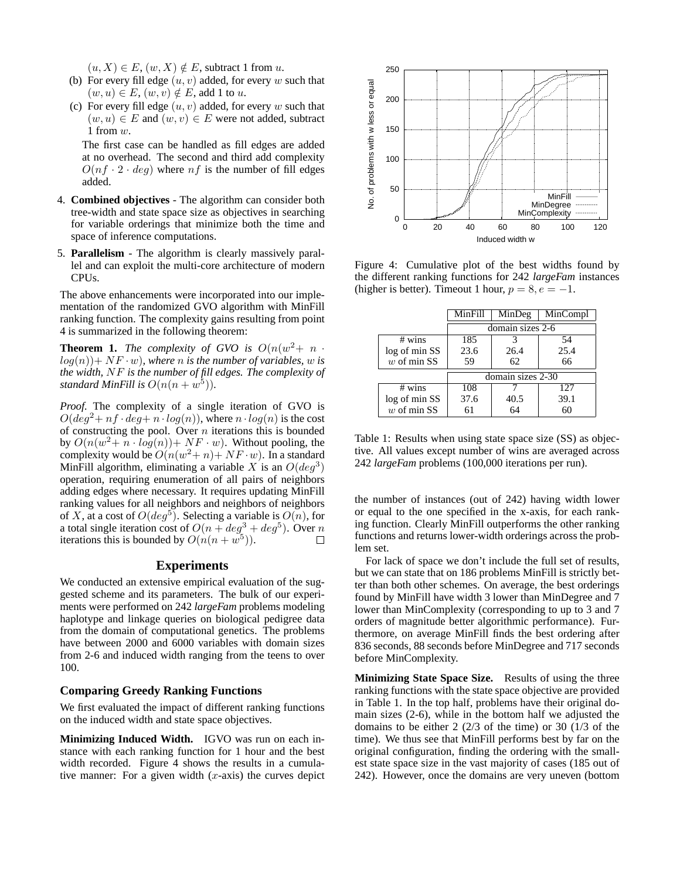$(u, X) \in E$, $(w, X) \notin E$, subtract 1 from $u$.

(b) For every fill edge $(u, v)$ added, for every $w$ such that $(w, u) \in E$, $(w, v) \notin E$, add 1 to $u$.

(c) For every fill edge $(u, v)$ added, for every $w$ such that $(w, u) \in E$ and $(w, v) \in E$ were not added, subtract 1 from $w$.

The first case can be handled as fill edges are added at no overhead. The second and third add complexity $O(nf \cdot 2 \cdot deg)$ where $nf$ is the number of fill edges added.

4. **Combined objectives** - The algorithm can consider both tree-width and state space size as objectives in searching for variable orderings that minimize both the time and space of inference computations.

5. **Parallelism** - The algorithm is clearly massively parallel and can exploit the multi-core architecture of modern CPUs.

The above enhancements were incorporated into our implementation of the randomized GVO algorithm with MinFill ranking function. The complexity gains resulting from point 4 is summarized in the following theorem:

**Theorem 1.** *The complexity of GVO is $O(n(w^2 + n \cdot log(n)) + NF \cdot w)$, where $n$ is the number of variables, $w$ is the width, $NF$ is the number of fill edges. The complexity of standard MinFill is $O(n(n + w^5))$.*

*Proof.* The complexity of a single iteration of GVO is $O(deg^2 + nf \cdot deg + n \cdot log(n))$, where $n \cdot log(n)$ is the cost of constructing the pool. Over $n$ iterations this is bounded by $O(n(w^2 + n \cdot log(n)) + NF \cdot w)$. Without pooling, the complexity would be $O(n(w^2 + n) + NF \cdot w)$. In a standard MinFill algorithm, eliminating a variable $X$ is an $O(deg^3)$ operation, requiring enumeration of all pairs of neighbors adding edges where necessary. It requires updating MinFill ranking values for all neighbors and neighbors of neighbors of $X$, at a cost of $O(deg^5)$. Selecting a variable is $O(n)$, for a total single iteration cost of $O(n + deg^3 + deg^5)$. Over $n$ iterations this is bounded by $O(n(n + w^5))$. □

## Experiments

We conducted an extensive empirical evaluation of the suggested scheme and its parameters. The bulk of our experiments were performed on 242 *largeFam* problems modeling haplotype and linkage queries on biological pedigree data from the domain of computational genetics. The problems have between 2000 and 6000 variables with domain sizes from 2-6 and induced width ranging from the teens to over 100.

### Comparing Greedy Ranking Functions

We first evaluated the impact of different ranking functions on the induced width and state space objectives.

**Minimizing Induced Width.** IGVO was run on each instance with each ranking function for 1 hour and the best width recorded. Figure 4 shows the results in a cumulative manner: For a given width ($x$-axis) the curves depict the number of instances (out of 242) having width lower or equal to the one specified in the x-axis, for each ranking function. Clearly MinFill outperforms the other ranking functions and returns lower-width orderings across the problem set.

Figure 4: Cumulative plot of the best widths found by the different ranking functions for 242 *largeFam* instances (higher is better). Timeout 1 hour, $p = 8, e = -1$.

For lack of space we don't include the full set of results, but we can state that on 186 problems MinFill is strictly better than both other schemes. On average, the best orderings found by MinFill have width 3 lower than MinDegree and 7 lower than MinComplexity (corresponding to up to 3 and 7 orders of magnitude better algorithmic performance). Furthermore, on average MinFill finds the best ordering after 836 seconds, 88 seconds before MinDegree and 717 seconds before MinComplexity.

| | MinFill | MinDeg | MinCompl |
|---|---|---|---|
| | domain sizes 2-6 | | |
| # wins | 185 | 3 | 54 |
| log of min SS | 23.6 | 26.4 | 25.4 |
| $w$ of min SS | 59 | 62 | 66 |
| | domain sizes 2-30 | | |
| # wins | 108 | 7 | 127 |
| log of min SS | 37.6 | 40.5 | 39.1 |
| $w$ of min SS | 61 | 64 | 60 |

Table 1: Results when using state space size (SS) as objective. All values except number of wins are averaged across 242 *largeFam* problems (100,000 iterations per run).

**Minimizing State Space Size.** Results of using the three ranking functions with the state space objective are provided in Table 1. In the top half, problems have their original domain sizes (2-6), while in the bottom half we adjusted the domains to be either 2 (2/3 of the time) or 30 (1/3 of the time). We thus see that MinFill performs best by far on the original configuration, finding the ordering with the smallest state space size in the vast majority of cases (185 out of 242). However, once the domains are very uneven (bottom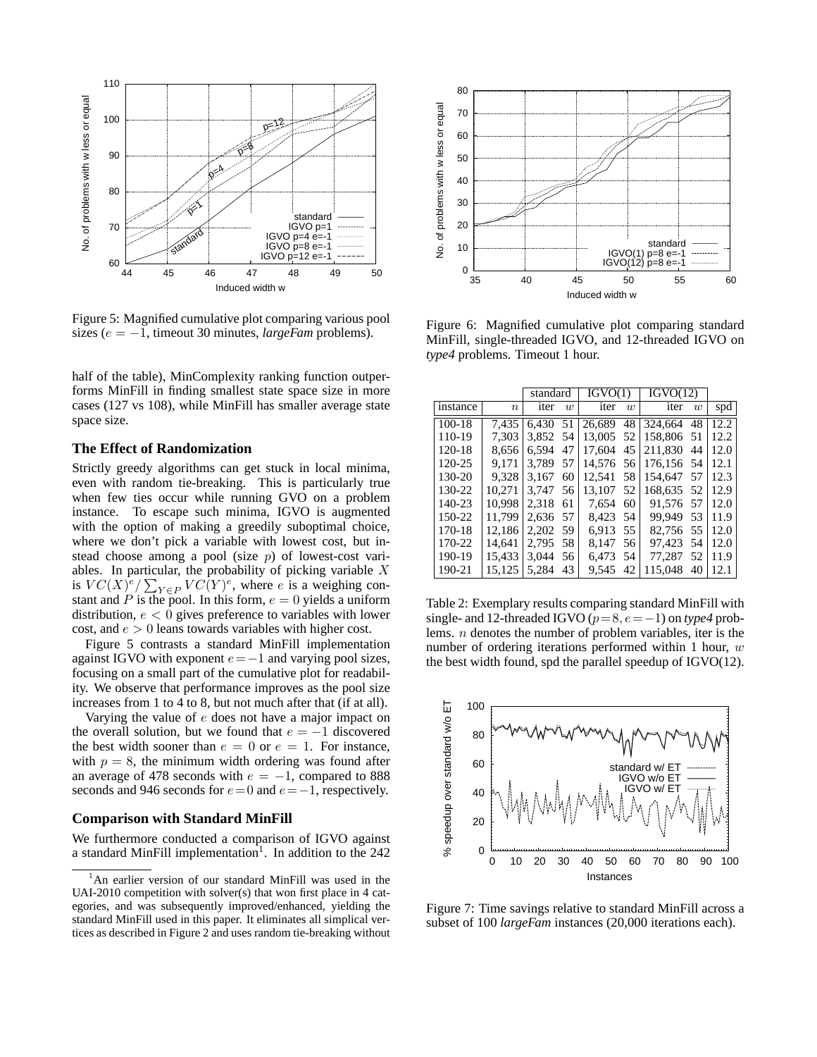Figure 5: Magnified cumulative plot comparing various pool sizes ($e = -1$, timeout 30 minutes, *largeFam* problems).

half of the table), MinComplexity ranking function outperforms MinFill in finding smallest state space size in more cases (127 vs 108), while MinFill has smaller average state space size.

### The Effect of Randomization

Strictly greedy algorithms can get stuck in local minima, even with random tie-breaking. This is particularly true when few ties occur while running GVO on a problem instance. To escape such minima, IGVO is augmented with the option of making a greedily suboptimal choice, where we don't pick a variable with lowest cost, but instead choose among a pool (size $p$) of lowest-cost variables. In particular, the probability of picking variable $X$ is $VC(X)^e / \sum_{Y \in P} VC(Y)^e$, where $e$ is a weighing constant and $P$ is the pool. In this form, $e = 0$ yields a uniform distribution, $e < 0$ gives preference to variables with lower cost, and $e > 0$ leans towards variables with higher cost.

Figure 5 contrasts a standard MinFill implementation against IGVO with exponent $e = -1$ and varying pool sizes, focusing on a small part of the cumulative plot for readability. We observe that performance improves as the pool size increases from 1 to 4 to 8, but not much after that (if at all).

Varying the value of $e$ does not have a major impact on the overall solution, but we found that $e = -1$ discovered the best width sooner than $e = 0$ or $e = 1$. For instance, with $p = 8$, the minimum width ordering was found after an average of 478 seconds with $e = -1$, compared to 888 seconds and 946 seconds for $e = 0$ and $e = -1$, respectively.

### Comparison with Standard MinFill

We furthermore conducted a comparison of IGVO against a standard MinFill implementation[1]. In addition to the 242

[1] An earlier version of our standard MinFill was used in the UAI-2010 competition with solver(s) that won first place in 4 categories, and was subsequently improved/enhanced, yielding the standard MinFill used in this paper. It eliminates all simplical vertices as described in Figure 2 and uses random tie-breaking without

Figure 6: Magnified cumulative plot comparing standard MinFill, single-threaded IGVO, and 12-threaded IGVO on *type4* problems. Timeout 1 hour.

| | | standard | | IGVO(1) | | IGVO(12) | | |
|---|---|---|---|---|---|---|---|---|
| instance | $n$ | iter | $w$ | iter | $w$ | iter | $w$ | spd |
| 100-18 | 7,435 | 6,430 | 51 | 26,689 | 48 | 324,664 | 48 | 12.2 |
| 110-19 | 7,303 | 3,852 | 54 | 13,005 | 52 | 158,806 | 51 | 12.2 |
| 120-18 | 8,656 | 6,594 | 47 | 17,604 | 45 | 211,830 | 44 | 12.0 |
| 120-25 | 9,171 | 3,789 | 57 | 14,576 | 56 | 176,156 | 54 | 12.1 |
| 130-20 | 9,328 | 3,167 | 60 | 12,541 | 58 | 154,647 | 57 | 12.3 |
| 130-22 | 10,271 | 3,747 | 56 | 13,107 | 52 | 168,635 | 52 | 12.9 |
| 140-23 | 10,998 | 2,318 | 61 | 7,654 | 60 | 91,576 | 57 | 12.0 |
| 150-22 | 11,799 | 2,636 | 57 | 8,423 | 54 | 99,949 | 53 | 11.9 |
| 170-18 | 12,186 | 2,202 | 59 | 6,913 | 55 | 82,756 | 55 | 12.0 |
| 170-22 | 14,641 | 2,795 | 58 | 8,147 | 56 | 97,423 | 54 | 12.0 |
| 190-19 | 15,433 | 3,044 | 56 | 6,473 | 54 | 77,287 | 52 | 11.9 |
| 190-21 | 15,125 | 5,284 | 43 | 9,545 | 42 | 115,048 | 40 | 12.1 |

Table 2: Exemplary results comparing standard MinFill with single- and 12-threaded IGVO ($p = 8, e = -1$) on *type4* problems. $n$ denotes the number of problem variables, iter is the number of ordering iterations performed within 1 hour, $w$ the best width found, spd the parallel speedup of IGVO(12).

Figure 7: Time savings relative to standard MinFill across a subset of 100 *largeFam* instances (20,000 iterations each).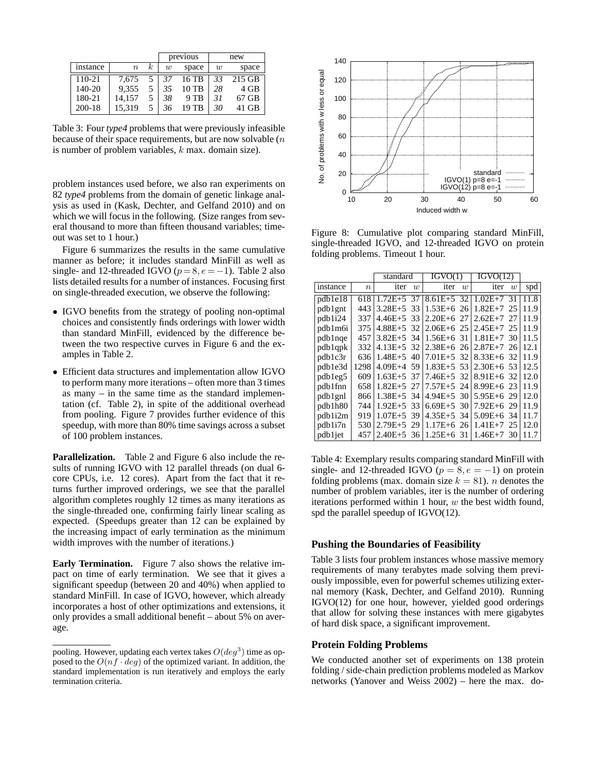| | | | previous | | new | |
|---|---|---|---|---|---|---|
| instance | $n$ | $k$ | $w$ | space | $w$ | space |
| 110-21 | 7,675 | 5 | *37* | 16 TB | *33* | 215 GB |
| 140-20 | 9,355 | 5 | *35* | 10 TB | *28* | 4 GB |
| 180-21 | 14,157 | 5 | *38* | 9 TB | *31* | 67 GB |
| 200-18 | 15,319 | 5 | *36* | 19 TB | *30* | 41 GB |

Table 3: Four *type4* problems that were previously infeasible because of their space requirements, but are now solvable ($n$ is number of problem variables, $k$ max. domain size).

problem instances used before, we also ran experiments on 82 *type4* problems from the domain of genetic linkage analysis as used in (Kask, Dechter, and Gelfand 2010) and on which we will focus in the following. (Size ranges from several thousand to more than fifteen thousand variables; timeout was set to 1 hour.)

Figure 6 summarizes the results in the same cumulative manner as before; it includes standard MinFill as well as single- and 12-threaded IGVO ($p=8, e=-1$). Table 2 also lists detailed results for a number of instances. Focusing first on single-threaded execution, we observe the following:

- IGVO benefits from the strategy of pooling non-optimal choices and consistently finds orderings with lower width than standard MinFill, evidenced by the difference between the two respective curves in Figure 6 and the examples in Table 2.
- Efficient data structures and implementation allow IGVO to perform many more iterations – often more than 3 times as many – in the same time as the standard implementation (cf. Table 2), in spite of the additional overhead from pooling. Figure 7 provides further evidence of this speedup, with more than 80% time savings across a subset of 100 problem instances.

**Parallelization.** Table 2 and Figure 6 also include the results of running IGVO with 12 parallel threads (on dual 6-core CPUs, i.e. 12 cores). Apart from the fact that it returns further improved orderings, we see that the parallel algorithm completes roughly 12 times as many iterations as the single-threaded one, confirming fairly linear scaling as expected. (Speedups greater than 12 can be explained by the increasing impact of early termination as the minimum width improves with the number of iterations.)

**Early Termination.** Figure 7 also shows the relative impact on time of early termination. We see that it gives a significant speedup (between 20 and 40%) when applied to standard MinFill. In case of IGVO, however, which already incorporates a host of other optimizations and extensions, it only provides a small additional benefit – about 5% on average.

pooling. However, updating each vertex takes $O(deg^3)$ time as opposed to the $O(nf \cdot deg)$ of the optimized variant. In addition, the standard implementation is run iteratively and employs the early termination criteria.

Figure 8: Cumulative plot comparing standard MinFill, single-threaded IGVO, and 12-threaded IGVO on protein folding problems. Timeout 1 hour.

| | | standard | | IGVO(1) | | IGVO(12) | | |
|---|---|---|---|---|---|---|---|---|
| instance | $n$ | iter | $w$ | iter | $w$ | iter | $w$ | spd |
| pdb1e18 | 618 | 1.72E+5 | 37 | 8.61E+5 | 32 | 1.02E+7 | 31 | 11.8 |
| pdb1gnt | 443 | 3.28E+5 | 33 | 1.53E+6 | 26 | 1.82E+7 | 25 | 11.9 |
| pdb1i24 | 337 | 4.46E+5 | 33 | 2.20E+6 | 27 | 2.62E+7 | 27 | 11.9 |
| pdb1m6i | 375 | 4.88E+5 | 32 | 2.06E+6 | 25 | 2.45E+7 | 25 | 11.9 |
| pdb1nqe | 457 | 3.82E+5 | 34 | 1.56E+6 | 31 | 1.81E+7 | 30 | 11.5 |
| pdb1qpk | 332 | 4.13E+5 | 32 | 2.38E+6 | 26 | 2.87E+7 | 26 | 12.1 |
| pdb1c3r | 636 | 1.48E+5 | 40 | 7.01E+5 | 32 | 8.33E+6 | 32 | 11.9 |
| pdb1e3d | 1298 | 4.09E+4 | 59 | 1.83E+5 | 53 | 2.30E+6 | 53 | 12.5 |
| pdb1eg5 | 609 | 1.63E+5 | 37 | 7.46E+5 | 32 | 8.91E+6 | 32 | 12.0 |
| pdb1fnn | 658 | 1.82E+5 | 27 | 7.57E+5 | 24 | 8.99E+6 | 23 | 11.9 |
| pdb1gnl | 866 | 1.38E+5 | 34 | 4.94E+5 | 30 | 5.95E+6 | 29 | 12.0 |
| pdb1h80 | 744 | 1.92E+5 | 33 | 6.69E+5 | 30 | 7.92E+6 | 29 | 11.9 |
| pdb1i2m | 919 | 1.07E+5 | 39 | 4.35E+5 | 34 | 5.09E+6 | 34 | 11.7 |
| pdb1i7n | 530 | 2.79E+5 | 29 | 1.17E+6 | 26 | 1.41E+7 | 25 | 12.0 |
| pdb1jet | 457 | 2.40E+5 | 36 | 1.25E+6 | 31 | 1.46E+7 | 30 | 11.7 |

Table 4: Exemplary results comparing standard MinFill with single- and 12-threaded IGVO ($p=8, e=-1$) on protein folding problems (max. domain size $k=81$). $n$ denotes the number of problem variables, iter is the number of ordering iterations performed within 1 hour, $w$ the best width found, spd the parallel speedup of IGVO(12).

### Pushing the Boundaries of Feasibility

Table 3 lists four problem instances whose massive memory requirements of many terabytes made solving them previously impossible, even for powerful schemes utilizing external memory (Kask, Dechter, and Gelfand 2010). Running IGVO(12) for one hour, however, yielded good orderings that allow for solving these instances with mere gigabytes of hard disk space, a significant improvement.

### Protein Folding Problems

We conducted another set of experiments on 138 protein folding / side-chain prediction problems modeled as Markov networks (Yanover and Weiss 2002) – here the max. do-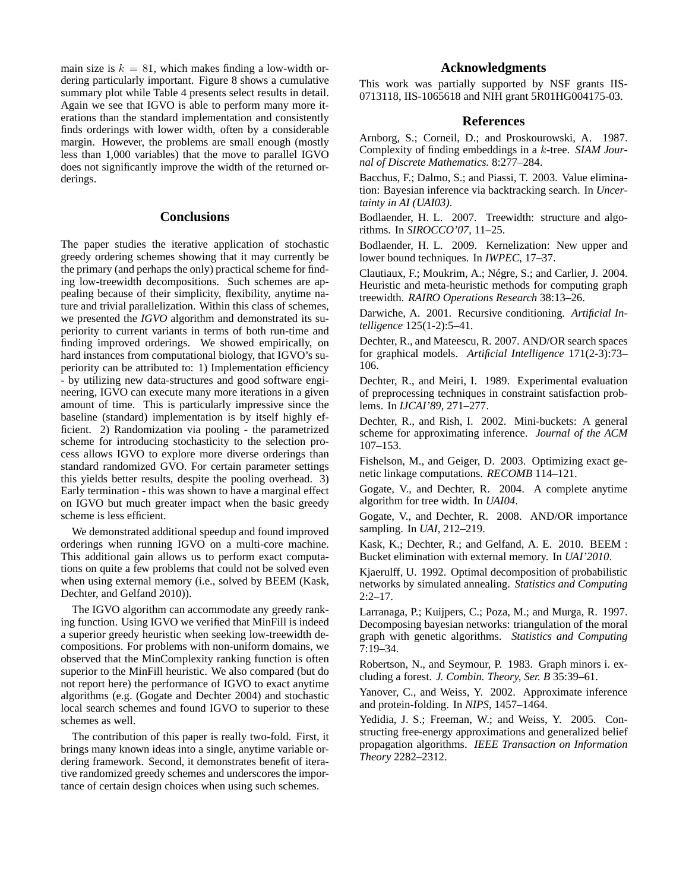main size is $k = 81$, which makes finding a low-width ordering particularly important. Figure 8 shows a cumulative summary plot while Table 4 presents select results in detail. Again we see that IGVO is able to perform many more iterations than the standard implementation and consistently finds orderings with lower width, often by a considerable margin. However, the problems are small enough (mostly less than 1,000 variables) that the move to parallel IGVO does not significantly improve the width of the returned orderings.

## Conclusions

The paper studies the iterative application of stochastic greedy ordering schemes showing that it may currently be the primary (and perhaps the only) practical scheme for finding low-treewidth decompositions. Such schemes are appealing because of their simplicity, flexibility, anytime nature and trivial parallelization. Within this class of schemes, we presented the *IGVO* algorithm and demonstrated its superiority to current variants in terms of both run-time and finding improved orderings. We showed empirically, on hard instances from computational biology, that IGVO's superiority can be attributed to: 1) Implementation efficiency - by utilizing new data-structures and good software engineering, IGVO can execute many more iterations in a given amount of time. This is particularly impressive since the baseline (standard) implementation is by itself highly efficient. 2) Randomization via pooling - the parametrized scheme for introducing stochasticity to the selection process allows IGVO to explore more diverse orderings than standard randomized GVO. For certain parameter settings this yields better results, despite the pooling overhead. 3) Early termination - this was shown to have a marginal effect on IGVO but much greater impact when the basic greedy scheme is less efficient.

We demonstrated additional speedup and found improved orderings when running IGVO on a multi-core machine. This additional gain allows us to perform exact computations on quite a few problems that could not be solved even when using external memory (i.e., solved by BEEM (Kask, Dechter, and Gelfand 2010)).

The IGVO algorithm can accommodate any greedy ranking function. Using IGVO we verified that MinFill is indeed a superior greedy heuristic when seeking low-treewidth decompositions. For problems with non-uniform domains, we observed that the MinComplexity ranking function is often superior to the MinFill heuristic. We also compared (but do not report here) the performance of IGVO to exact anytime algorithms (e.g. (Gogate and Dechter 2004) and stochastic local search schemes and found IGVO to superior to these schemes as well.

The contribution of this paper is really two-fold. First, it brings many known ideas into a single, anytime variable ordering framework. Second, it demonstrates benefit of iterative randomized greedy schemes and underscores the importance of certain design choices when using such schemes.

## Acknowledgments

This work was partially supported by NSF grants IIS-0713118, IIS-1065618 and NIH grant 5R01HG004175-03.

## References

Arnborg, S.; Corneil, D.; and Proskourowski, A. 1987. Complexity of finding embeddings in a $k$-tree. *SIAM Journal of Discrete Mathematics.* 8:277–284.

Bacchus, F.; Dalmo, S.; and Piassi, T. 2003. Value elimination: Bayesian inference via backtracking search. In *Uncertainty in AI (UAI03)*.

Bodlaender, H. L. 2007. Treewidth: structure and algorithms. In *SIROCCO'07*, 11–25.

Bodlaender, H. L. 2009. Kernelization: New upper and lower bound techniques. In *IWPEC*, 17–37.

Clautiaux, F.; Moukrim, A.; Négre, S.; and Carlier, J. 2004. Heuristic and meta-heuristic methods for computing graph treewidth. *RAIRO Operations Research* 38:13–26.

Darwiche, A. 2001. Recursive conditioning. *Artificial Intelligence* 125(1-2):5–41.

Dechter, R., and Mateescu, R. 2007. AND/OR search spaces for graphical models. *Artificial Intelligence* 171(2-3):73–106.

Dechter, R., and Meiri, I. 1989. Experimental evaluation of preprocessing techniques in constraint satisfaction problems. In *IJCAI'89*, 271–277.

Dechter, R., and Rish, I. 2002. Mini-buckets: A general scheme for approximating inference. *Journal of the ACM* 107–153.

Fishelson, M., and Geiger, D. 2003. Optimizing exact genetic linkage computations. *RECOMB* 114–121.

Gogate, V., and Dechter, R. 2004. A complete anytime algorithm for tree width. In *UAI04*.

Gogate, V., and Dechter, R. 2008. AND/OR importance sampling. In *UAI*, 212–219.

Kask, K.; Dechter, R.; and Gelfand, A. E. 2010. BEEM : Bucket elimination with external memory. In *UAI'2010*.

Kjaerulff, U. 1992. Optimal decomposition of probabilistic networks by simulated annealing. *Statistics and Computing* 2:2–17.

Larranaga, P.; Kuijpers, C.; Poza, M.; and Murga, R. 1997. Decomposing bayesian networks: triangulation of the moral graph with genetic algorithms. *Statistics and Computing* 7:19–34.

Robertson, N., and Seymour, P. 1983. Graph minors i. excluding a forest. *J. Combin. Theory, Ser. B* 35:39–61.

Yanover, C., and Weiss, Y. 2002. Approximate inference and protein-folding. In *NIPS*, 1457–1464.

Yedidia, J. S.; Freeman, W.; and Weiss, Y. 2005. Constructing free-energy approximations and generalized belief propagation algorithms. *IEEE Transaction on Information Theory* 2282–2312.